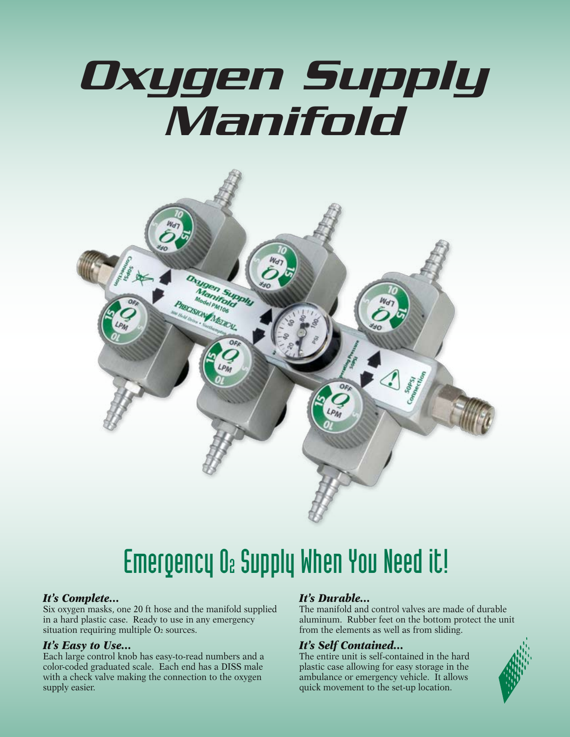# Oxygen Supply Manifold

## Emergency $O_2$ Supply When You Need it!

### *It's Complete...*

Six oxygen masks, one 20 ft hose and the manifold supplied in a hard plastic case. Ready to use in any emergency situation requiring multiple $O_2$ sources.

### *It's Easy to Use...*

Each large control knob has easy-to-read numbers and a color-coded graduated scale. Each end has a DISS male with a check valve making the connection to the oxygen supply easier.

### *It's Durable...*

The manifold and control valves are made of durable aluminum. Rubber feet on the bottom protect the unit from the elements as well as from sliding.

### *It's Self Contained...*

The entire unit is self-contained in the hard plastic case allowing for easy storage in the ambulance or emergency vehicle. It allows quick movement to the set-up location.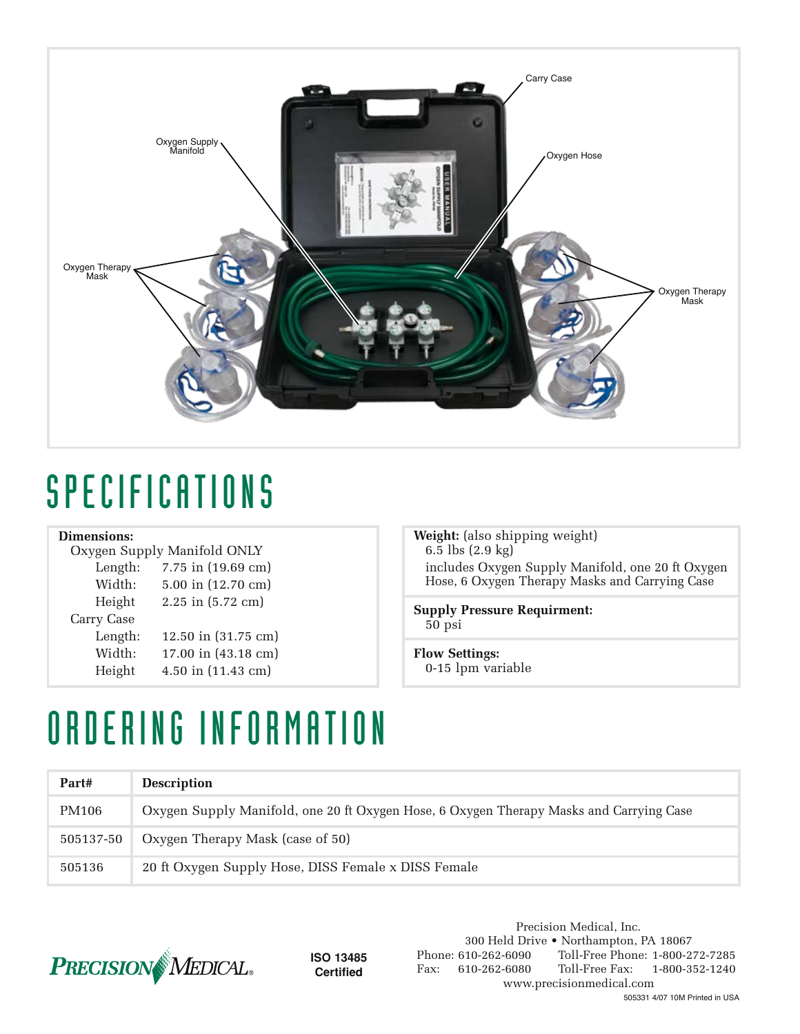Carry Case

Oxygen Supply Manifold

Oxygen Hose

Oxygen Therapy Mask

Oxygen Therapy Mask

# SPECIFICATIONS

**Dimensions:**

Oxygen Supply Manifold ONLY

| | |
|---|---|
| Length: | 7.75 in (19.69 cm) |
| Width: | 5.00 in (12.70 cm) |
| Height | 2.25 in (5.72 cm) |

Carry Case

| | |
|---|---|
| Length: | 12.50 in (31.75 cm) |
| Width: | 17.00 in (43.18 cm) |
| Height | 4.50 in (11.43 cm) |

**Weight:** (also shipping weight)
6.5 lbs (2.9 kg)
includes Oxygen Supply Manifold, one 20 ft Oxygen Hose, 6 Oxygen Therapy Masks and Carrying Case

**Supply Pressure Requirment:**
50 psi

**Flow Settings:**
0-15 lpm variable

# ORDERING INFORMATION

| Part# | Description |
|---|---|
| PM106 | Oxygen Supply Manifold, one 20 ft Oxygen Hose, 6 Oxygen Therapy Masks and Carrying Case |
| 505137-50 | Oxygen Therapy Mask (case of 50) |
| 505136 | 20 ft Oxygen Supply Hose, DISS Female x DISS Female |

PRECISION MEDICAL®

ISO 13485 Certified

Precision Medical, Inc.
300 Held Drive • Northampton, PA 18067
Phone: 610-262-6090 Toll-Free Phone: 1-800-272-7285
Fax: 610-262-6080 Toll-Free Fax: 1-800-352-1240
www.precisionmedical.com

505331 4/07 10M Printed in USA